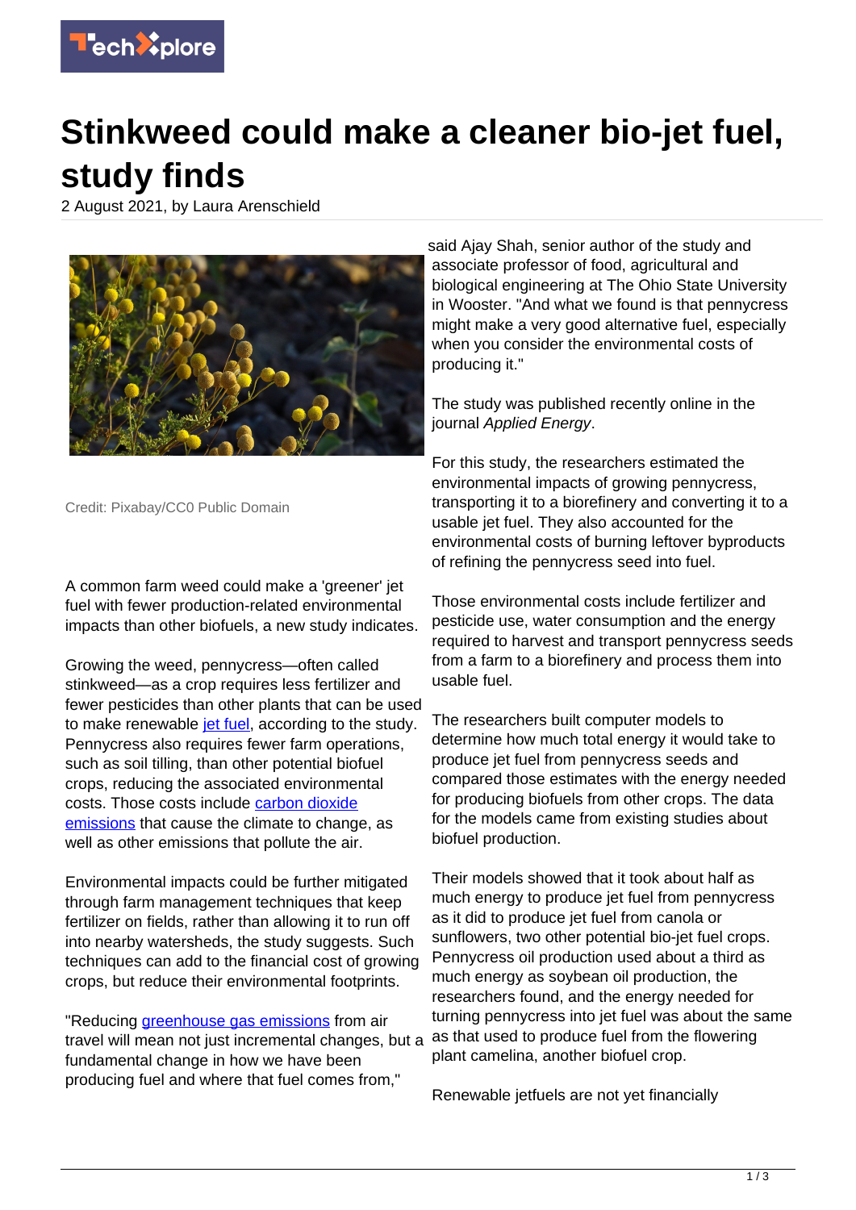# Stinkweed could make a cleaner bio-jet fuel, study finds

2 August 2021, by Laura Arenschield

Credit: Pixabay/CC0 Public Domain

A common farm weed could make a 'greener' jet fuel with fewer production-related environmental impacts than other biofuels, a new study indicates.

Growing the weed, pennycress—often called stinkweed—as a crop requires less fertilizer and fewer pesticides than other plants that can be used to make renewable jet fuel, according to the study. Pennycress also requires fewer farm operations, such as soil tilling, than other potential biofuel crops, reducing the associated environmental costs. Those costs include carbon dioxide emissions that cause the climate to change, as well as other emissions that pollute the air.

Environmental impacts could be further mitigated through farm management techniques that keep fertilizer on fields, rather than allowing it to run off into nearby watersheds, the study suggests. Such techniques can add to the financial cost of growing crops, but reduce their environmental footprints.

"Reducing greenhouse gas emissions from air travel will mean not just incremental changes, but a fundamental change in how we have been producing fuel and where that fuel comes from," said Ajay Shah, senior author of the study and associate professor of food, agricultural and biological engineering at The Ohio State University in Wooster. "And what we found is that pennycress might make a very good alternative fuel, especially when you consider the environmental costs of producing it."

The study was published recently online in the journal *Applied Energy*.

For this study, the researchers estimated the environmental impacts of growing pennycress, transporting it to a biorefinery and converting it to a usable jet fuel. They also accounted for the environmental costs of burning leftover byproducts of refining the pennycress seed into fuel.

Those environmental costs include fertilizer and pesticide use, water consumption and the energy required to harvest and transport pennycress seeds from a farm to a biorefinery and process them into usable fuel.

The researchers built computer models to determine how much total energy it would take to produce jet fuel from pennycress seeds and compared those estimates with the energy needed for producing biofuels from other crops. The data for the models came from existing studies about biofuel production.

Their models showed that it took about half as much energy to produce jet fuel from pennycress as it did to produce jet fuel from canola or sunflowers, two other potential bio-jet fuel crops. Pennycress oil production used about a third as much energy as soybean oil production, the researchers found, and the energy needed for turning pennycress into jet fuel was about the same as that used to produce fuel from the flowering plant camelina, another biofuel crop.

Renewable jetfuels are not yet financially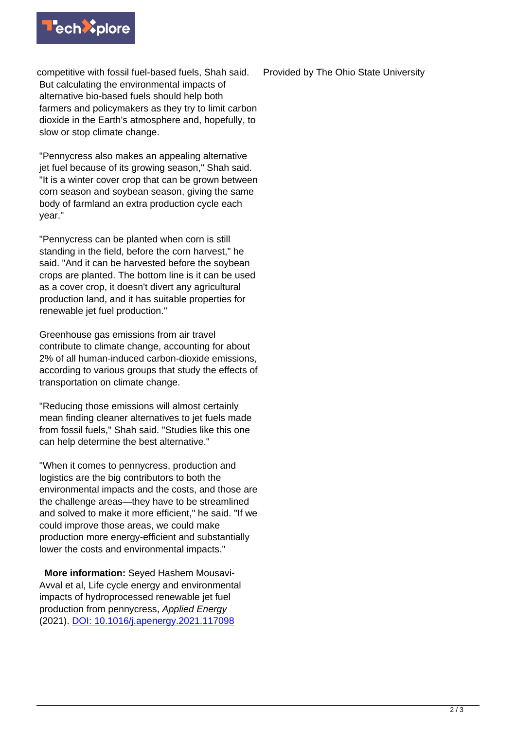competitive with fossil fuel-based fuels, Shah said. But calculating the environmental impacts of alternative bio-based fuels should help both farmers and policymakers as they try to limit carbon dioxide in the Earth's atmosphere and, hopefully, to slow or stop climate change.

"Pennycress also makes an appealing alternative jet fuel because of its growing season," Shah said. "It is a winter cover crop that can be grown between corn season and soybean season, giving the same body of farmland an extra production cycle each year."

"Pennycress can be planted when corn is still standing in the field, before the corn harvest," he said. "And it can be harvested before the soybean crops are planted. The bottom line is it can be used as a cover crop, it doesn't divert any agricultural production land, and it has suitable properties for renewable jet fuel production."

Greenhouse gas emissions from air travel contribute to climate change, accounting for about 2% of all human-induced carbon-dioxide emissions, according to various groups that study the effects of transportation on climate change.

"Reducing those emissions will almost certainly mean finding cleaner alternatives to jet fuels made from fossil fuels," Shah said. "Studies like this one can help determine the best alternative."

"When it comes to pennycress, production and logistics are the big contributors to both the environmental impacts and the costs, and those are the challenge areas—they have to be streamlined and solved to make it more efficient," he said. "If we could improve those areas, we could make production more energy-efficient and substantially lower the costs and environmental impacts."

**More information:** Seyed Hashem Mousavi-Avval et al, Life cycle energy and environmental impacts of hydroprocessed renewable jet fuel production from pennycress, *Applied Energy* (2021). DOI: 10.1016/j.apenergy.2021.117098

Provided by The Ohio State University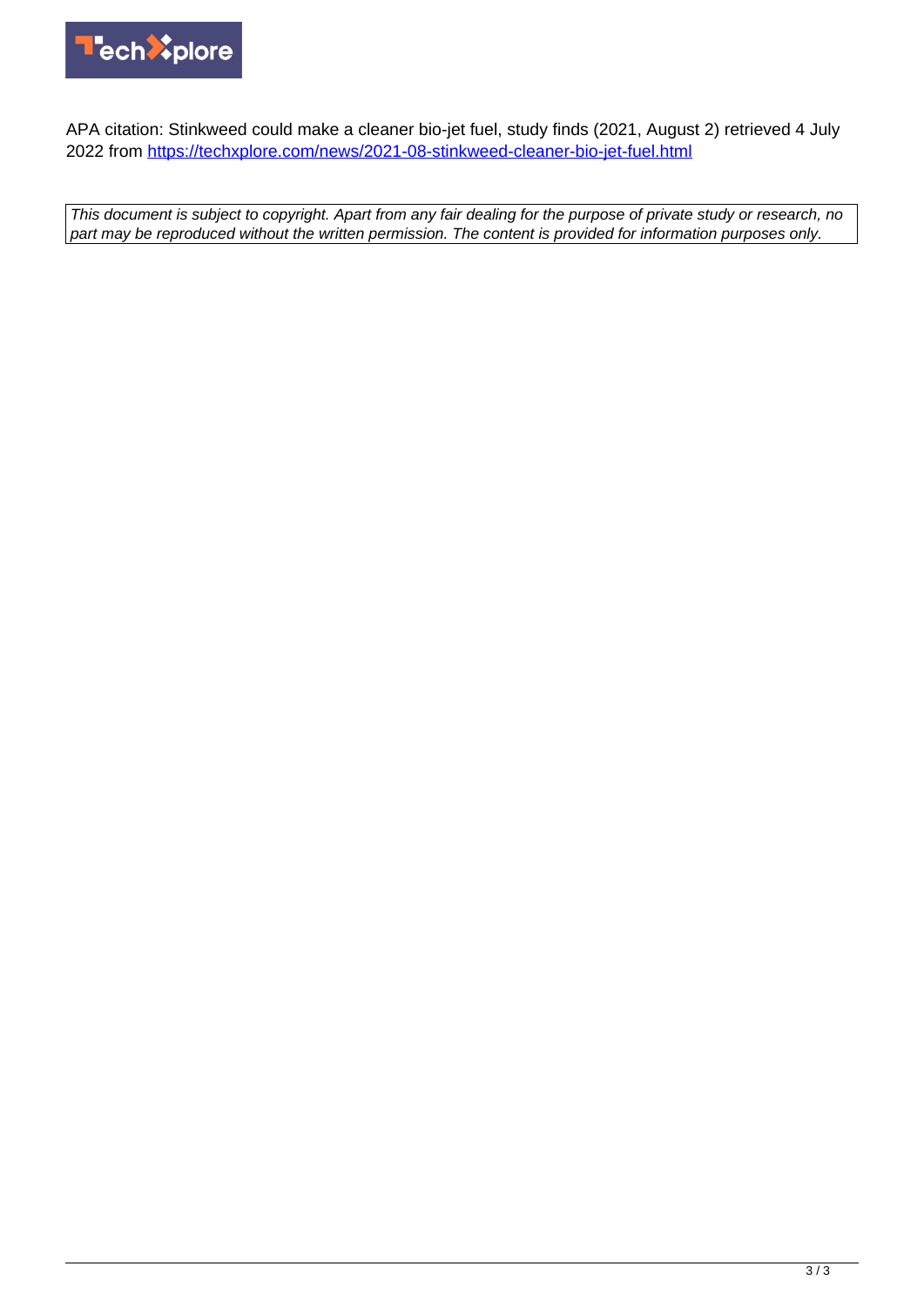APA citation: Stinkweed could make a cleaner bio-jet fuel, study finds (2021, August 2) retrieved 4 July 2022 from https://techxplore.com/news/2021-08-stinkweed-cleaner-bio-jet-fuel.html

*This document is subject to copyright. Apart from any fair dealing for the purpose of private study or research, no part may be reproduced without the written permission. The content is provided for information purposes only.*